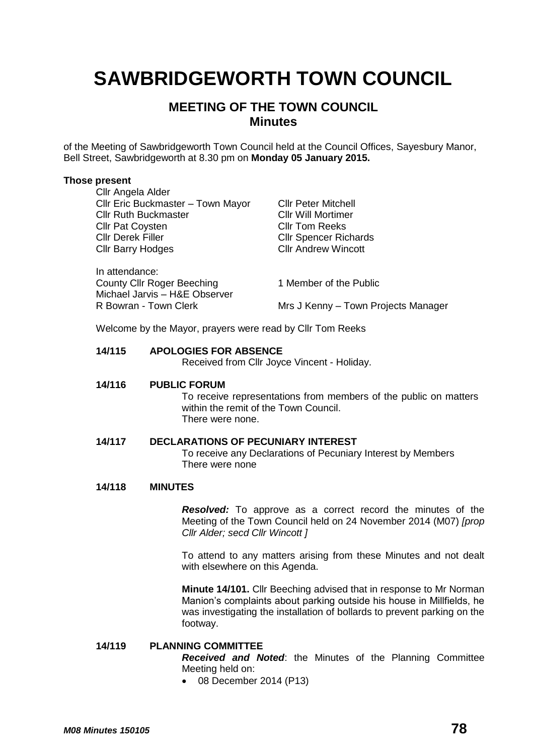# SAWBRIDGEWORTH TOWN COUNCIL

## MEETING OF THE TOWN COUNCIL
## Minutes

of the Meeting of Sawbridgeworth Town Council held at the Council Offices, Sayesbury Manor, Bell Street, Sawbridgeworth at 8.30 pm on **Monday 05 January 2015.**

**Those present**

| | |
|---|---|
| Cllr Angela Alder | |
| Cllr Eric Buckmaster – Town Mayor | Cllr Peter Mitchell |
| Cllr Ruth Buckmaster | Cllr Will Mortimer |
| Cllr Pat Coysten | Cllr Tom Reeks |
| Cllr Derek Filler | Cllr Spencer Richards |
| Cllr Barry Hodges | Cllr Andrew Wincott |

In attendance:

| | |
|---|---|
| County Cllr Roger Beeching | 1 Member of the Public |
| Michael Jarvis – H&E Observer | |
| R Bowran - Town Clerk | Mrs J Kenny – Town Projects Manager |

Welcome by the Mayor, prayers were read by Cllr Tom Reeks

**14/115 APOLOGIES FOR ABSENCE**

Received from Cllr Joyce Vincent - Holiday.

**14/116 PUBLIC FORUM**

To receive representations from members of the public on matters within the remit of the Town Council.
There were none.

**14/117 DECLARATIONS OF PECUNIARY INTEREST**

To receive any Declarations of Pecuniary Interest by Members
There were none

**14/118 MINUTES**

***Resolved:*** To approve as a correct record the minutes of the Meeting of the Town Council held on 24 November 2014 (M07) *[prop Cllr Alder; secd Cllr Wincott ]*

To attend to any matters arising from these Minutes and not dealt with elsewhere on this Agenda.

**Minute 14/101.** Cllr Beeching advised that in response to Mr Norman Manion's complaints about parking outside his house in Millfields, he was investigating the installation of bollards to prevent parking on the footway.

**14/119 PLANNING COMMITTEE**

***Received and Noted***: the Minutes of the Planning Committee Meeting held on:

- 08 December 2014 (P13)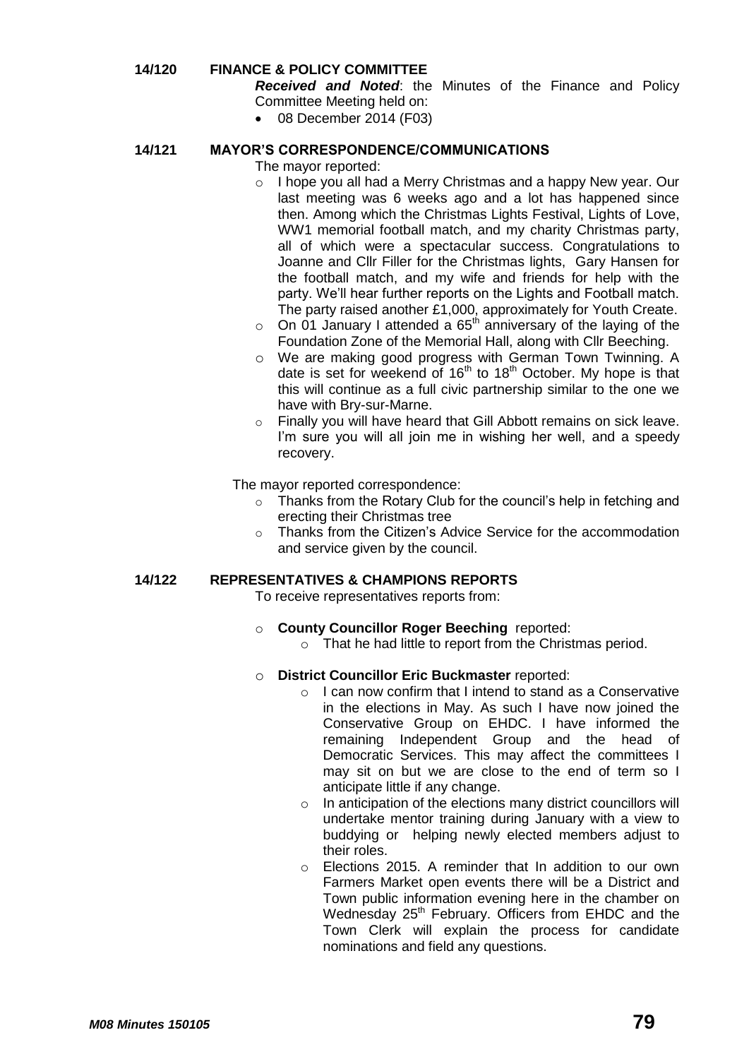**14/120 FINANCE & POLICY COMMITTEE**

***Received and Noted***: the Minutes of the Finance and Policy Committee Meeting held on:

- 08 December 2014 (F03)

**14/121 MAYOR'S CORRESPONDENCE/COMMUNICATIONS**

The mayor reported:

- I hope you all had a Merry Christmas and a happy New year. Our last meeting was 6 weeks ago and a lot has happened since then. Among which the Christmas Lights Festival, Lights of Love, WW1 memorial football match, and my charity Christmas party, all of which were a spectacular success. Congratulations to Joanne and Cllr Filler for the Christmas lights, Gary Hansen for the football match, and my wife and friends for help with the party. We'll hear further reports on the Lights and Football match. The party raised another £1,000, approximately for Youth Create.
- On 01 January I attended a 65th anniversary of the laying of the Foundation Zone of the Memorial Hall, along with Cllr Beeching.
- We are making good progress with German Town Twinning. A date is set for weekend of 16th to 18th October. My hope is that this will continue as a full civic partnership similar to the one we have with Bry-sur-Marne.
- Finally you will have heard that Gill Abbott remains on sick leave. I'm sure you will all join me in wishing her well, and a speedy recovery.

The mayor reported correspondence:

- Thanks from the Rotary Club for the council's help in fetching and erecting their Christmas tree
- Thanks from the Citizen's Advice Service for the accommodation and service given by the council.

**14/122 REPRESENTATIVES & CHAMPIONS REPORTS**

To receive representatives reports from:

- **County Councillor Roger Beeching** reported:
  - That he had little to report from the Christmas period.

- **District Councillor Eric Buckmaster** reported:
  - I can now confirm that I intend to stand as a Conservative in the elections in May. As such I have now joined the Conservative Group on EHDC. I have informed the remaining Independent Group and the head of Democratic Services. This may affect the committees I may sit on but we are close to the end of term so I anticipate little if any change.
  - In anticipation of the elections many district councillors will undertake mentor training during January with a view to buddying or helping newly elected members adjust to their roles.
  - Elections 2015. A reminder that In addition to our own Farmers Market open events there will be a District and Town public information evening here in the chamber on Wednesday 25th February. Officers from EHDC and the Town Clerk will explain the process for candidate nominations and field any questions.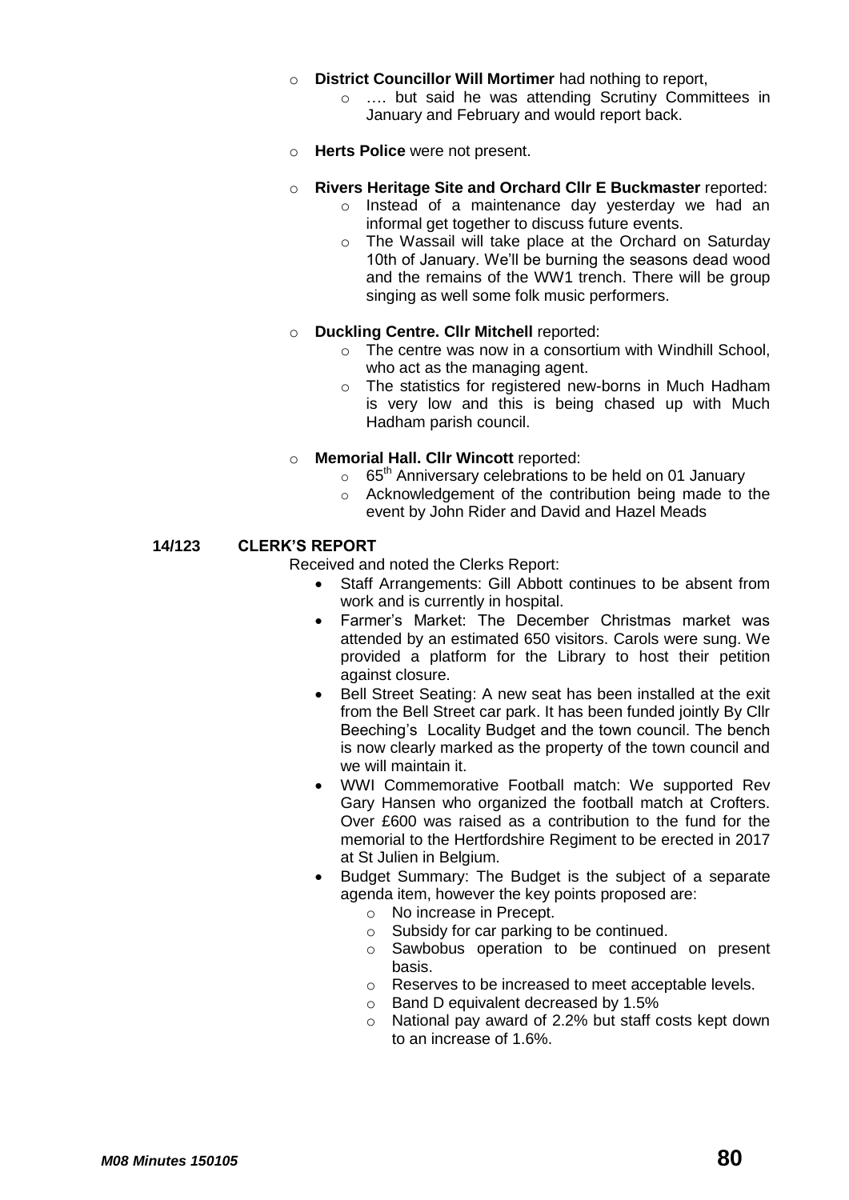- **District Councillor Will Mortimer** had nothing to report,
  - …. but said he was attending Scrutiny Committees in January and February and would report back.
- **Herts Police** were not present.
- **Rivers Heritage Site and Orchard Cllr E Buckmaster** reported:
  - Instead of a maintenance day yesterday we had an informal get together to discuss future events.
  - The Wassail will take place at the Orchard on Saturday 10th of January. We'll be burning the seasons dead wood and the remains of the WW1 trench. There will be group singing as well some folk music performers.
- **Duckling Centre. Cllr Mitchell** reported:
  - The centre was now in a consortium with Windhill School, who act as the managing agent.
  - The statistics for registered new-borns in Much Hadham is very low and this is being chased up with Much Hadham parish council.
- **Memorial Hall. Cllr Wincott** reported:
  - 65th Anniversary celebrations to be held on 01 January
  - Acknowledgement of the contribution being made to the event by John Rider and David and Hazel Meads

## 14/123 CLERK'S REPORT

Received and noted the Clerks Report:

- Staff Arrangements: Gill Abbott continues to be absent from work and is currently in hospital.
- Farmer's Market: The December Christmas market was attended by an estimated 650 visitors. Carols were sung. We provided a platform for the Library to host their petition against closure.
- Bell Street Seating: A new seat has been installed at the exit from the Bell Street car park. It has been funded jointly By Cllr Beeching's Locality Budget and the town council. The bench is now clearly marked as the property of the town council and we will maintain it.
- WWI Commemorative Football match: We supported Rev Gary Hansen who organized the football match at Crofters. Over £600 was raised as a contribution to the fund for the memorial to the Hertfordshire Regiment to be erected in 2017 at St Julien in Belgium.
- Budget Summary: The Budget is the subject of a separate agenda item, however the key points proposed are:
  - No increase in Precept.
  - Subsidy for car parking to be continued.
  - Sawbobus operation to be continued on present basis.
  - Reserves to be increased to meet acceptable levels.
  - Band D equivalent decreased by 1.5%
  - National pay award of 2.2% but staff costs kept down to an increase of 1.6%.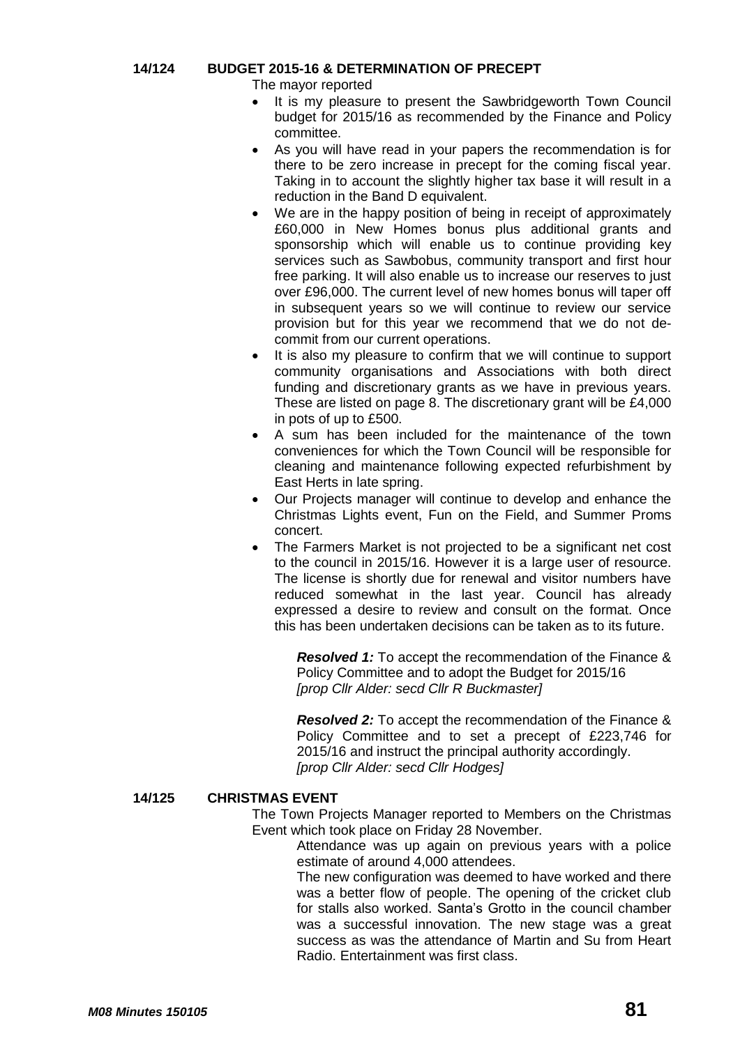**14/124 BUDGET 2015-16 & DETERMINATION OF PRECEPT**

The mayor reported

- It is my pleasure to present the Sawbridgeworth Town Council budget for 2015/16 as recommended by the Finance and Policy committee.
- As you will have read in your papers the recommendation is for there to be zero increase in precept for the coming fiscal year. Taking in to account the slightly higher tax base it will result in a reduction in the Band D equivalent.
- We are in the happy position of being in receipt of approximately £60,000 in New Homes bonus plus additional grants and sponsorship which will enable us to continue providing key services such as Sawbobus, community transport and first hour free parking. It will also enable us to increase our reserves to just over £96,000. The current level of new homes bonus will taper off in subsequent years so we will continue to review our service provision but for this year we recommend that we do not de-commit from our current operations.
- It is also my pleasure to confirm that we will continue to support community organisations and Associations with both direct funding and discretionary grants as we have in previous years. These are listed on page 8. The discretionary grant will be £4,000 in pots of up to £500.
- A sum has been included for the maintenance of the town conveniences for which the Town Council will be responsible for cleaning and maintenance following expected refurbishment by East Herts in late spring.
- Our Projects manager will continue to develop and enhance the Christmas Lights event, Fun on the Field, and Summer Proms concert.
- The Farmers Market is not projected to be a significant net cost to the council in 2015/16. However it is a large user of resource. The license is shortly due for renewal and visitor numbers have reduced somewhat in the last year. Council has already expressed a desire to review and consult on the format. Once this has been undertaken decisions can be taken as to its future.

> ***Resolved 1:*** To accept the recommendation of the Finance & Policy Committee and to adopt the Budget for 2015/16
> *[prop Cllr Alder: secd Cllr R Buckmaster]*

> ***Resolved 2:*** To accept the recommendation of the Finance & Policy Committee and to set a precept of £223,746 for 2015/16 and instruct the principal authority accordingly.
> *[prop Cllr Alder: secd Cllr Hodges]*

**14/125 CHRISTMAS EVENT**

The Town Projects Manager reported to Members on the Christmas Event which took place on Friday 28 November.

Attendance was up again on previous years with a police estimate of around 4,000 attendees.

The new configuration was deemed to have worked and there was a better flow of people. The opening of the cricket club for stalls also worked. Santa's Grotto in the council chamber was a successful innovation. The new stage was a great success as was the attendance of Martin and Su from Heart Radio. Entertainment was first class.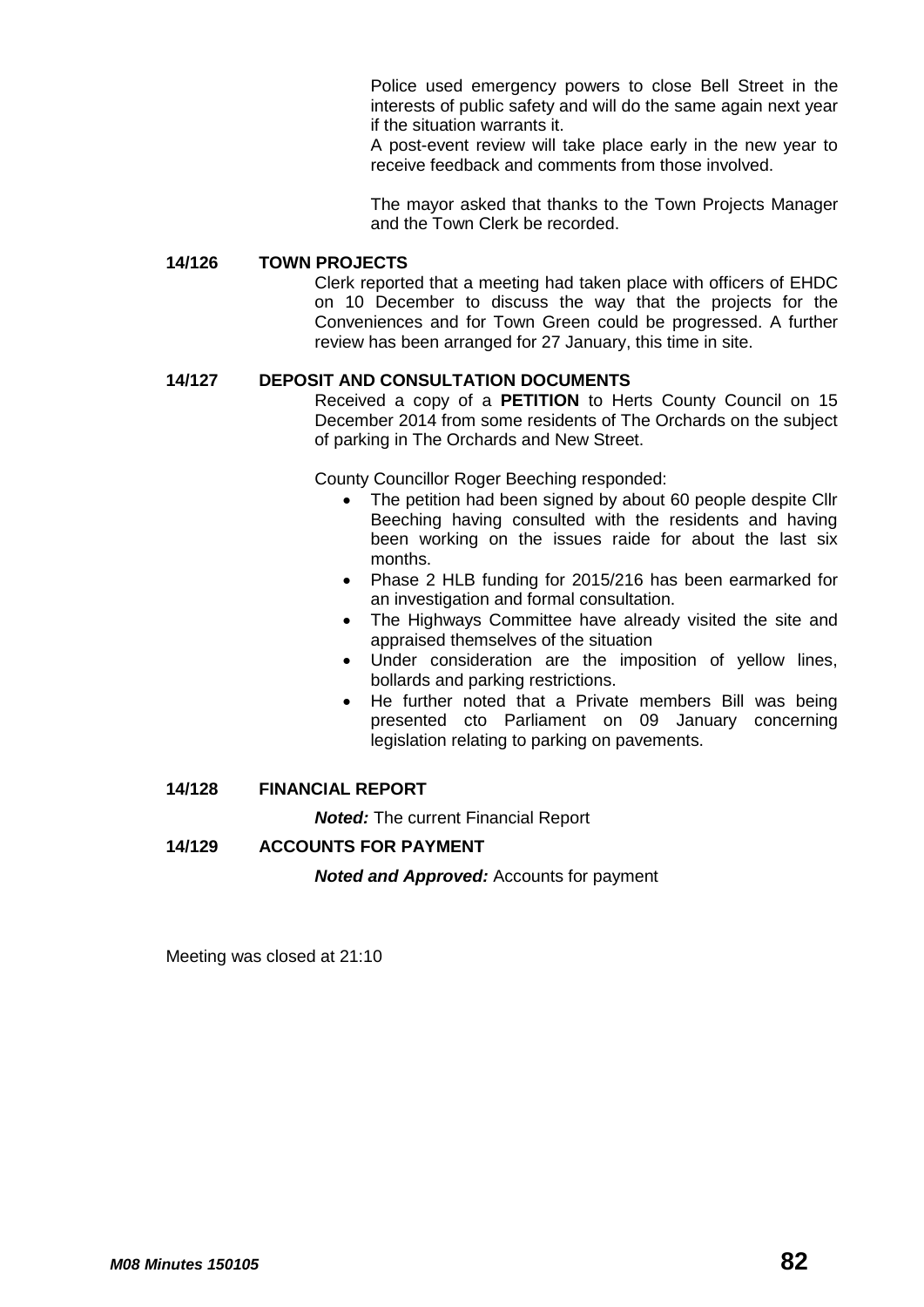Police used emergency powers to close Bell Street in the interests of public safety and will do the same again next year if the situation warrants it.
A post-event review will take place early in the new year to receive feedback and comments from those involved.

The mayor asked that thanks to the Town Projects Manager and the Town Clerk be recorded.

**14/126 TOWN PROJECTS**

Clerk reported that a meeting had taken place with officers of EHDC on 10 December to discuss the way that the projects for the Conveniences and for Town Green could be progressed. A further review has been arranged for 27 January, this time in site.

**14/127 DEPOSIT AND CONSULTATION DOCUMENTS**

Received a copy of a **PETITION** to Herts County Council on 15 December 2014 from some residents of The Orchards on the subject of parking in The Orchards and New Street.

County Councillor Roger Beeching responded:

- The petition had been signed by about 60 people despite Cllr Beeching having consulted with the residents and having been working on the issues raide for about the last six months.
- Phase 2 HLB funding for 2015/216 has been earmarked for an investigation and formal consultation.
- The Highways Committee have already visited the site and appraised themselves of the situation
- Under consideration are the imposition of yellow lines, bollards and parking restrictions.
- He further noted that a Private members Bill was being presented cto Parliament on 09 January concerning legislation relating to parking on pavements.

**14/128 FINANCIAL REPORT**

***Noted:*** The current Financial Report

**14/129 ACCOUNTS FOR PAYMENT**

***Noted and Approved:*** Accounts for payment

Meeting was closed at 21:10